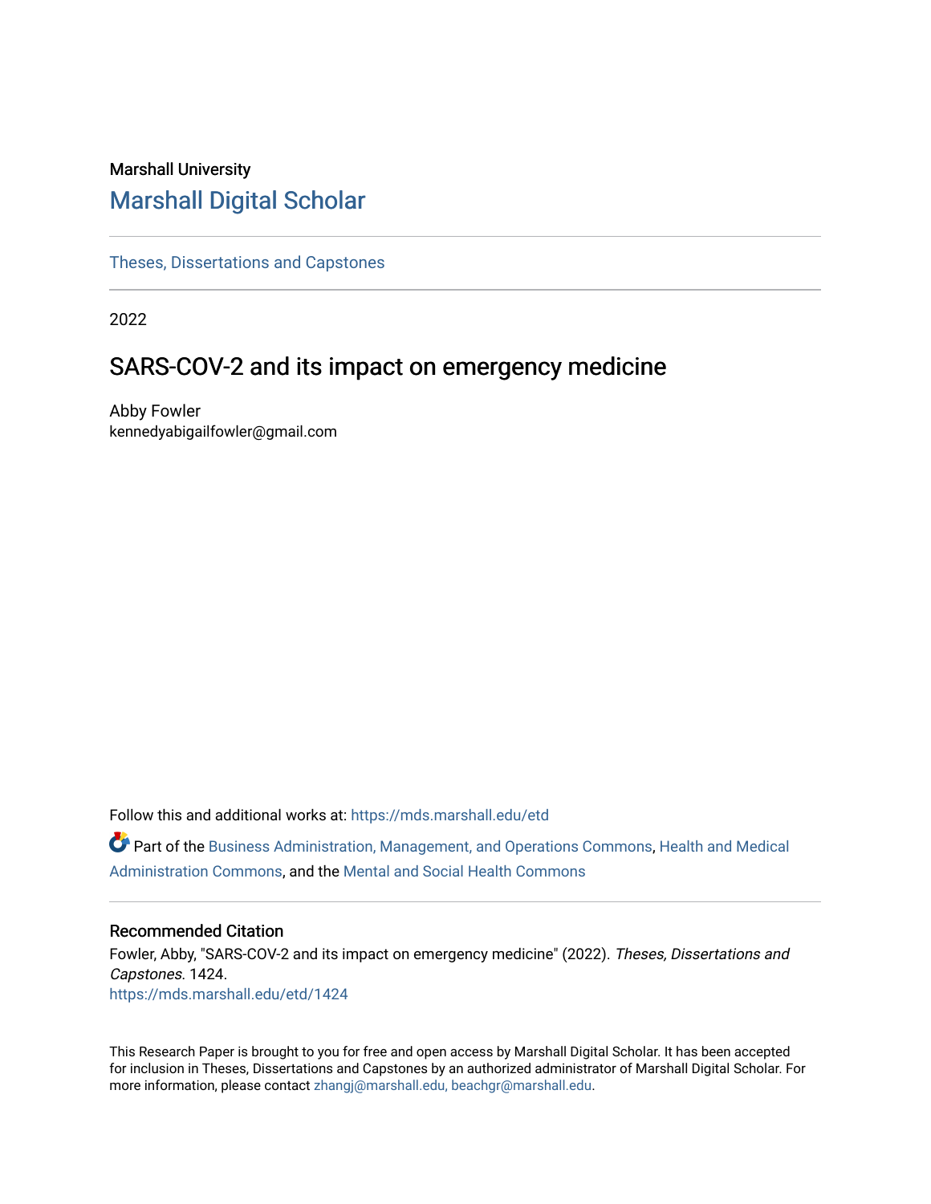Marshall University

# Marshall Digital Scholar

Theses, Dissertations and Capstones

2022

## SARS-COV-2 and its impact on emergency medicine

Abby Fowler
kennedyabigailfowler@gmail.com

Follow this and additional works at: https://mds.marshall.edu/etd

Part of the Business Administration, Management, and Operations Commons, Health and Medical Administration Commons, and the Mental and Social Health Commons

### Recommended Citation

Fowler, Abby, "SARS-COV-2 and its impact on emergency medicine" (2022). *Theses, Dissertations and Capstones.* 1424.
https://mds.marshall.edu/etd/1424

This Research Paper is brought to you for free and open access by Marshall Digital Scholar. It has been accepted for inclusion in Theses, Dissertations and Capstones by an authorized administrator of Marshall Digital Scholar. For more information, please contact zhangj@marshall.edu, beachgr@marshall.edu.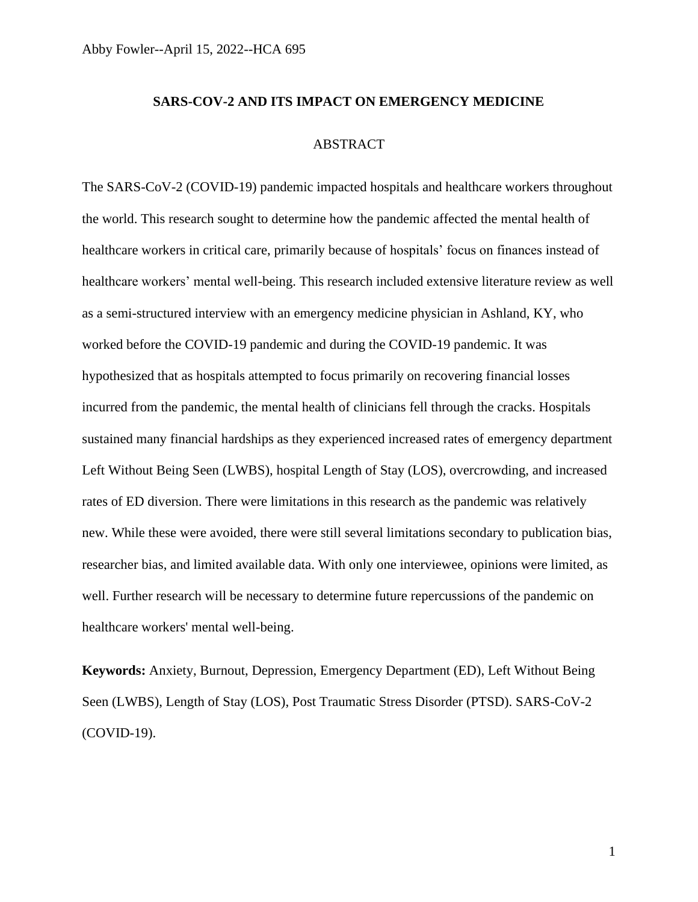Abby Fowler--April 15, 2022--HCA 695

# SARS-COV-2 AND ITS IMPACT ON EMERGENCY MEDICINE

## ABSTRACT

The SARS-CoV-2 (COVID-19) pandemic impacted hospitals and healthcare workers throughout the world. This research sought to determine how the pandemic affected the mental health of healthcare workers in critical care, primarily because of hospitals' focus on finances instead of healthcare workers' mental well-being. This research included extensive literature review as well as a semi-structured interview with an emergency medicine physician in Ashland, KY, who worked before the COVID-19 pandemic and during the COVID-19 pandemic. It was hypothesized that as hospitals attempted to focus primarily on recovering financial losses incurred from the pandemic, the mental health of clinicians fell through the cracks. Hospitals sustained many financial hardships as they experienced increased rates of emergency department Left Without Being Seen (LWBS), hospital Length of Stay (LOS), overcrowding, and increased rates of ED diversion. There were limitations in this research as the pandemic was relatively new. While these were avoided, there were still several limitations secondary to publication bias, researcher bias, and limited available data. With only one interviewee, opinions were limited, as well. Further research will be necessary to determine future repercussions of the pandemic on healthcare workers' mental well-being.

**Keywords:** Anxiety, Burnout, Depression, Emergency Department (ED), Left Without Being Seen (LWBS), Length of Stay (LOS), Post Traumatic Stress Disorder (PTSD). SARS-CoV-2 (COVID-19).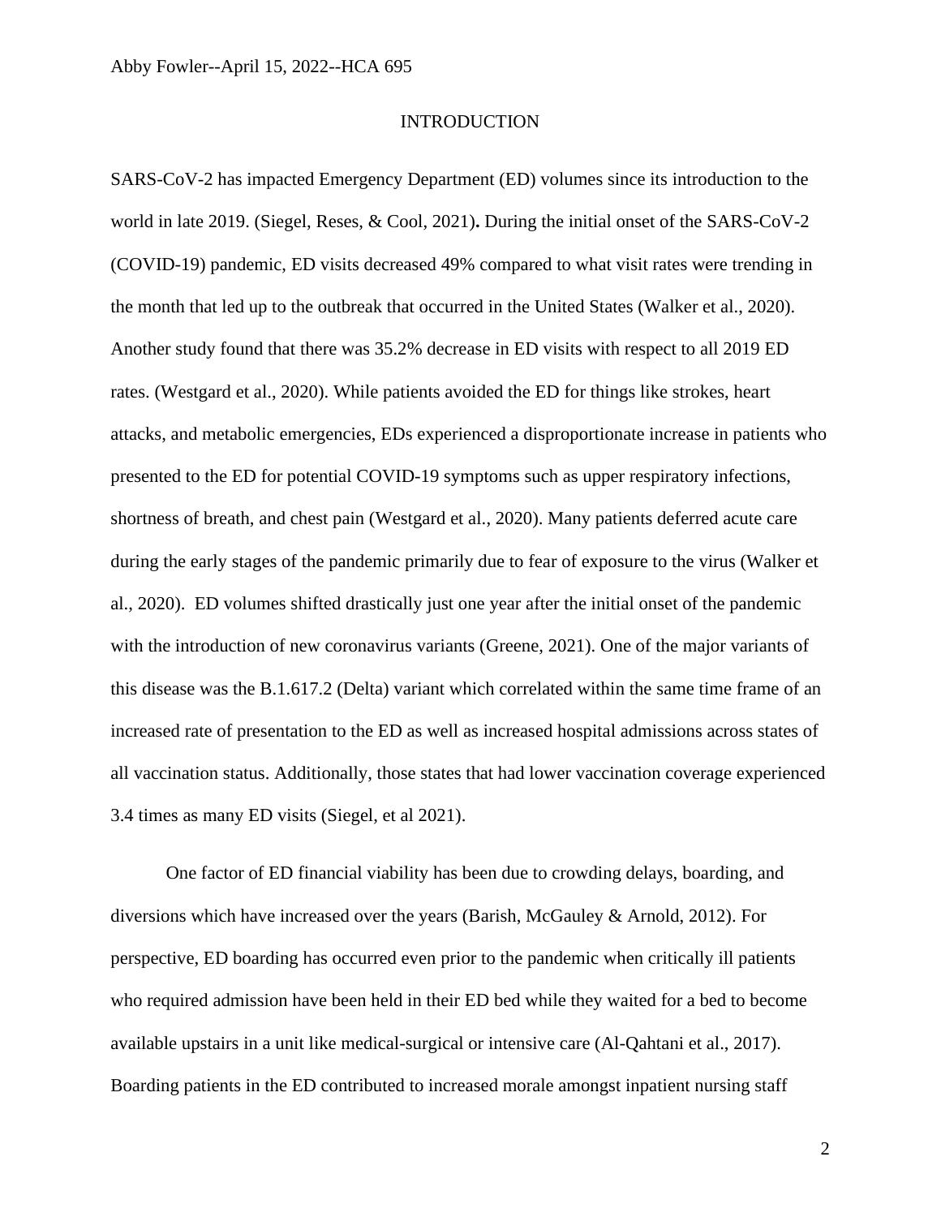# INTRODUCTION

SARS-CoV-2 has impacted Emergency Department (ED) volumes since its introduction to the world in late 2019. (Siegel, Reses, & Cool, 2021)**.** During the initial onset of the SARS-CoV-2 (COVID-19) pandemic, ED visits decreased 49% compared to what visit rates were trending in the month that led up to the outbreak that occurred in the United States (Walker et al., 2020). Another study found that there was 35.2% decrease in ED visits with respect to all 2019 ED rates. (Westgard et al., 2020). While patients avoided the ED for things like strokes, heart attacks, and metabolic emergencies, EDs experienced a disproportionate increase in patients who presented to the ED for potential COVID-19 symptoms such as upper respiratory infections, shortness of breath, and chest pain (Westgard et al., 2020). Many patients deferred acute care during the early stages of the pandemic primarily due to fear of exposure to the virus (Walker et al., 2020). ED volumes shifted drastically just one year after the initial onset of the pandemic with the introduction of new coronavirus variants (Greene, 2021). One of the major variants of this disease was the B.1.617.2 (Delta) variant which correlated within the same time frame of an increased rate of presentation to the ED as well as increased hospital admissions across states of all vaccination status. Additionally, those states that had lower vaccination coverage experienced 3.4 times as many ED visits (Siegel, et al 2021).

One factor of ED financial viability has been due to crowding delays, boarding, and diversions which have increased over the years (Barish, McGauley & Arnold, 2012). For perspective, ED boarding has occurred even prior to the pandemic when critically ill patients who required admission have been held in their ED bed while they waited for a bed to become available upstairs in a unit like medical-surgical or intensive care (Al-Qahtani et al., 2017). Boarding patients in the ED contributed to increased morale amongst inpatient nursing staff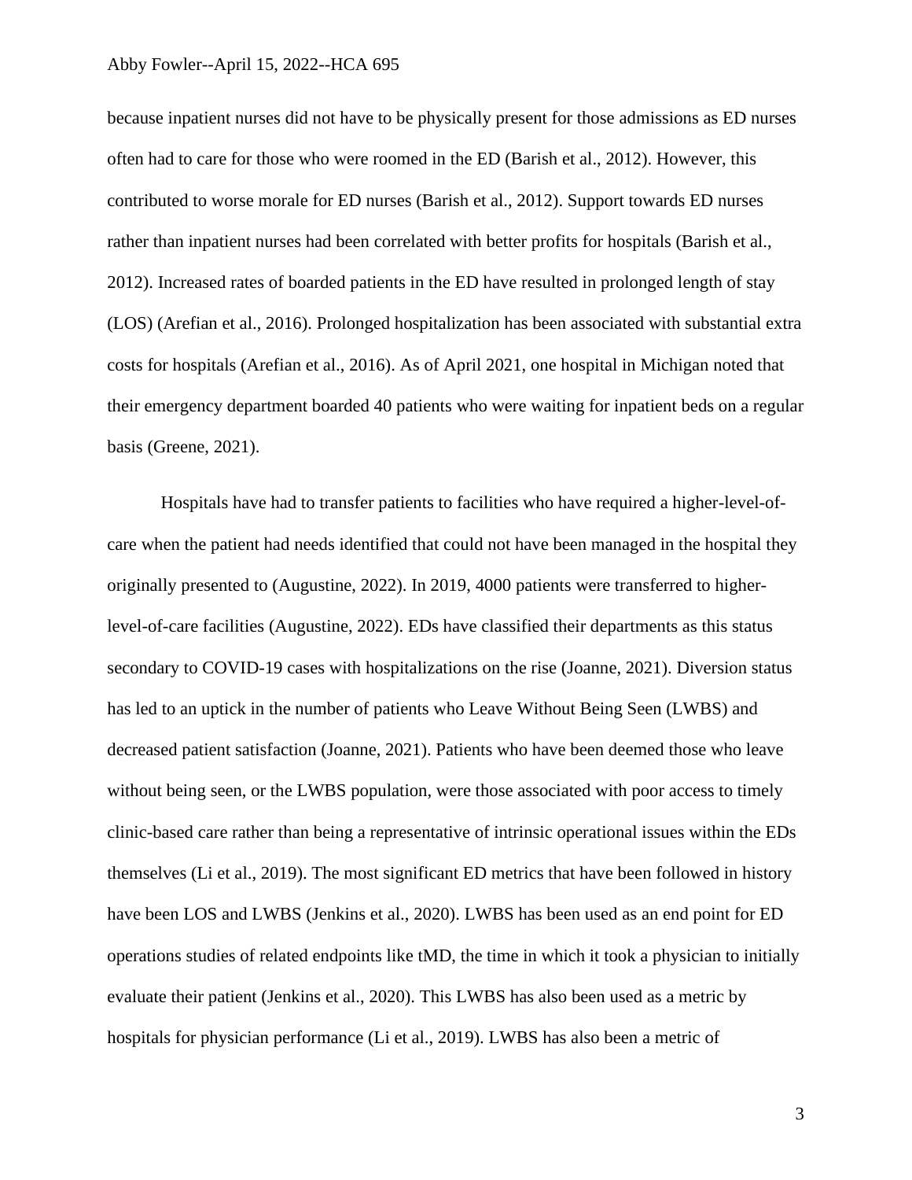because inpatient nurses did not have to be physically present for those admissions as ED nurses often had to care for those who were roomed in the ED (Barish et al., 2012). However, this contributed to worse morale for ED nurses (Barish et al., 2012). Support towards ED nurses rather than inpatient nurses had been correlated with better profits for hospitals (Barish et al., 2012). Increased rates of boarded patients in the ED have resulted in prolonged length of stay (LOS) (Arefian et al., 2016). Prolonged hospitalization has been associated with substantial extra costs for hospitals (Arefian et al., 2016). As of April 2021, one hospital in Michigan noted that their emergency department boarded 40 patients who were waiting for inpatient beds on a regular basis (Greene, 2021).

Hospitals have had to transfer patients to facilities who have required a higher-level-of-care when the patient had needs identified that could not have been managed in the hospital they originally presented to (Augustine, 2022). In 2019, 4000 patients were transferred to higher-level-of-care facilities (Augustine, 2022). EDs have classified their departments as this status secondary to COVID-19 cases with hospitalizations on the rise (Joanne, 2021). Diversion status has led to an uptick in the number of patients who Leave Without Being Seen (LWBS) and decreased patient satisfaction (Joanne, 2021). Patients who have been deemed those who leave without being seen, or the LWBS population, were those associated with poor access to timely clinic-based care rather than being a representative of intrinsic operational issues within the EDs themselves (Li et al., 2019). The most significant ED metrics that have been followed in history have been LOS and LWBS (Jenkins et al., 2020). LWBS has been used as an end point for ED operations studies of related endpoints like tMD, the time in which it took a physician to initially evaluate their patient (Jenkins et al., 2020). This LWBS has also been used as a metric by hospitals for physician performance (Li et al., 2019). LWBS has also been a metric of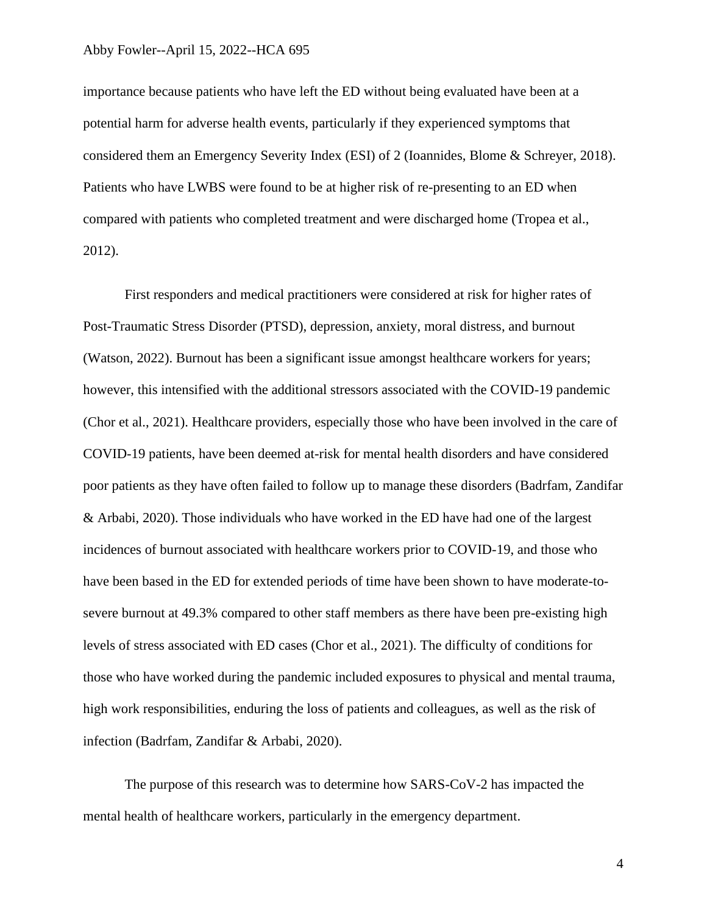importance because patients who have left the ED without being evaluated have been at a potential harm for adverse health events, particularly if they experienced symptoms that considered them an Emergency Severity Index (ESI) of 2 (Ioannides, Blome & Schreyer, 2018). Patients who have LWBS were found to be at higher risk of re-presenting to an ED when compared with patients who completed treatment and were discharged home (Tropea et al., 2012).

First responders and medical practitioners were considered at risk for higher rates of Post-Traumatic Stress Disorder (PTSD), depression, anxiety, moral distress, and burnout (Watson, 2022). Burnout has been a significant issue amongst healthcare workers for years; however, this intensified with the additional stressors associated with the COVID-19 pandemic (Chor et al., 2021). Healthcare providers, especially those who have been involved in the care of COVID-19 patients, have been deemed at-risk for mental health disorders and have considered poor patients as they have often failed to follow up to manage these disorders (Badrfam, Zandifar & Arbabi, 2020). Those individuals who have worked in the ED have had one of the largest incidences of burnout associated with healthcare workers prior to COVID-19, and those who have been based in the ED for extended periods of time have been shown to have moderate-to-severe burnout at 49.3% compared to other staff members as there have been pre-existing high levels of stress associated with ED cases (Chor et al., 2021). The difficulty of conditions for those who have worked during the pandemic included exposures to physical and mental trauma, high work responsibilities, enduring the loss of patients and colleagues, as well as the risk of infection (Badrfam, Zandifar & Arbabi, 2020).

The purpose of this research was to determine how SARS-CoV-2 has impacted the mental health of healthcare workers, particularly in the emergency department.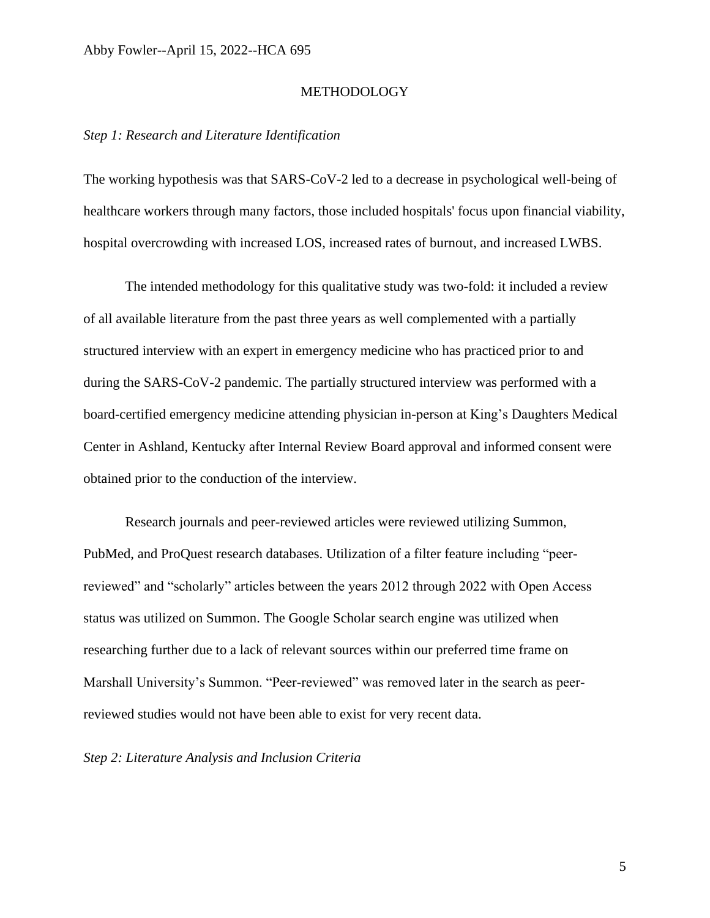## METHODOLOGY

*Step 1: Research and Literature Identification*

The working hypothesis was that SARS-CoV-2 led to a decrease in psychological well-being of healthcare workers through many factors, those included hospitals' focus upon financial viability, hospital overcrowding with increased LOS, increased rates of burnout, and increased LWBS.

The intended methodology for this qualitative study was two-fold: it included a review of all available literature from the past three years as well complemented with a partially structured interview with an expert in emergency medicine who has practiced prior to and during the SARS-CoV-2 pandemic. The partially structured interview was performed with a board-certified emergency medicine attending physician in-person at King's Daughters Medical Center in Ashland, Kentucky after Internal Review Board approval and informed consent were obtained prior to the conduction of the interview.

Research journals and peer-reviewed articles were reviewed utilizing Summon, PubMed, and ProQuest research databases. Utilization of a filter feature including "peer-reviewed" and "scholarly" articles between the years 2012 through 2022 with Open Access status was utilized on Summon. The Google Scholar search engine was utilized when researching further due to a lack of relevant sources within our preferred time frame on Marshall University's Summon. "Peer-reviewed" was removed later in the search as peer-reviewed studies would not have been able to exist for very recent data.

*Step 2: Literature Analysis and Inclusion Criteria*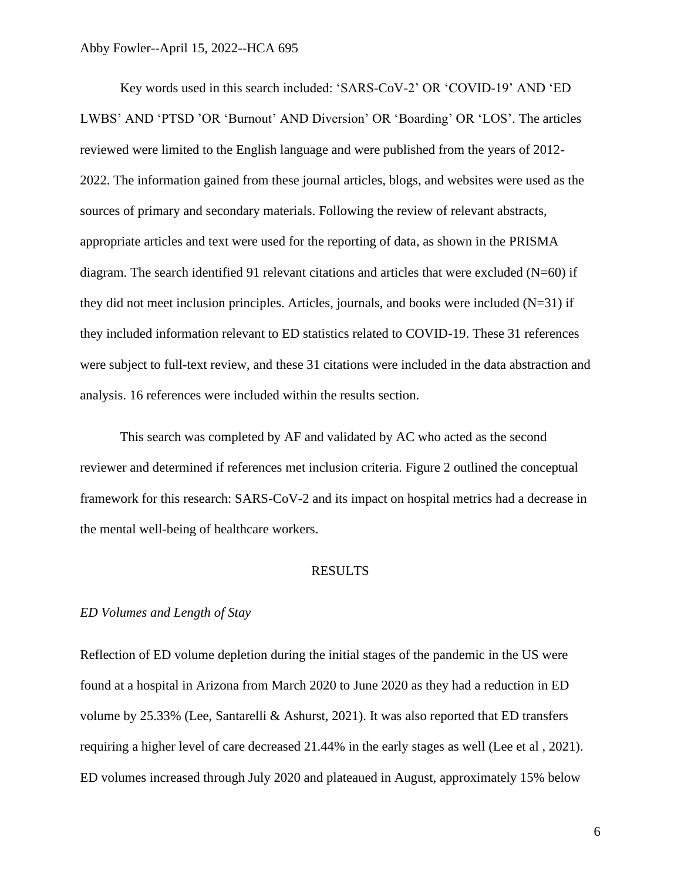Key words used in this search included: 'SARS-CoV-2' OR 'COVID-19' AND 'ED LWBS' AND 'PTSD 'OR 'Burnout' AND Diversion' OR 'Boarding' OR 'LOS'. The articles reviewed were limited to the English language and were published from the years of 2012-2022. The information gained from these journal articles, blogs, and websites were used as the sources of primary and secondary materials. Following the review of relevant abstracts, appropriate articles and text were used for the reporting of data, as shown in the PRISMA diagram. The search identified 91 relevant citations and articles that were excluded (N=60) if they did not meet inclusion principles. Articles, journals, and books were included (N=31) if they included information relevant to ED statistics related to COVID-19. These 31 references were subject to full-text review, and these 31 citations were included in the data abstraction and analysis. 16 references were included within the results section.

This search was completed by AF and validated by AC who acted as the second reviewer and determined if references met inclusion criteria. Figure 2 outlined the conceptual framework for this research: SARS-CoV-2 and its impact on hospital metrics had a decrease in the mental well-being of healthcare workers.

## RESULTS

### *ED Volumes and Length of Stay*

Reflection of ED volume depletion during the initial stages of the pandemic in the US were found at a hospital in Arizona from March 2020 to June 2020 as they had a reduction in ED volume by 25.33% (Lee, Santarelli & Ashurst, 2021). It was also reported that ED transfers requiring a higher level of care decreased 21.44% in the early stages as well (Lee et al , 2021). ED volumes increased through July 2020 and plateaued in August, approximately 15% below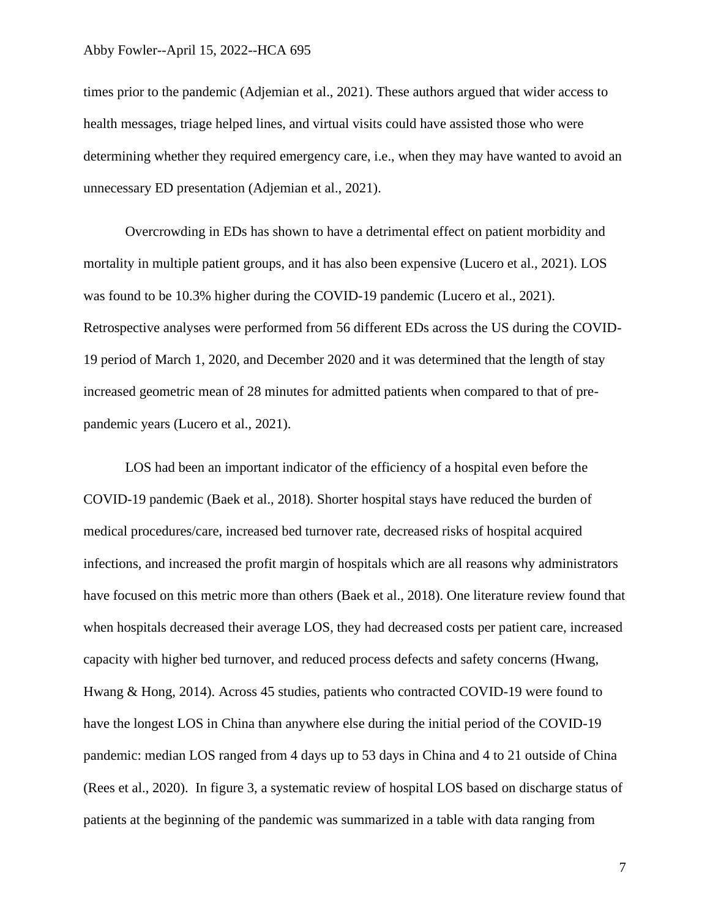times prior to the pandemic (Adjemian et al., 2021). These authors argued that wider access to health messages, triage helped lines, and virtual visits could have assisted those who were determining whether they required emergency care, i.e., when they may have wanted to avoid an unnecessary ED presentation (Adjemian et al., 2021).

Overcrowding in EDs has shown to have a detrimental effect on patient morbidity and mortality in multiple patient groups, and it has also been expensive (Lucero et al., 2021). LOS was found to be 10.3% higher during the COVID-19 pandemic (Lucero et al., 2021). Retrospective analyses were performed from 56 different EDs across the US during the COVID-19 period of March 1, 2020, and December 2020 and it was determined that the length of stay increased geometric mean of 28 minutes for admitted patients when compared to that of pre-pandemic years (Lucero et al., 2021).

LOS had been an important indicator of the efficiency of a hospital even before the COVID-19 pandemic (Baek et al., 2018). Shorter hospital stays have reduced the burden of medical procedures/care, increased bed turnover rate, decreased risks of hospital acquired infections, and increased the profit margin of hospitals which are all reasons why administrators have focused on this metric more than others (Baek et al., 2018). One literature review found that when hospitals decreased their average LOS, they had decreased costs per patient care, increased capacity with higher bed turnover, and reduced process defects and safety concerns (Hwang, Hwang & Hong, 2014). Across 45 studies, patients who contracted COVID-19 were found to have the longest LOS in China than anywhere else during the initial period of the COVID-19 pandemic: median LOS ranged from 4 days up to 53 days in China and 4 to 21 outside of China (Rees et al., 2020). In figure 3, a systematic review of hospital LOS based on discharge status of patients at the beginning of the pandemic was summarized in a table with data ranging from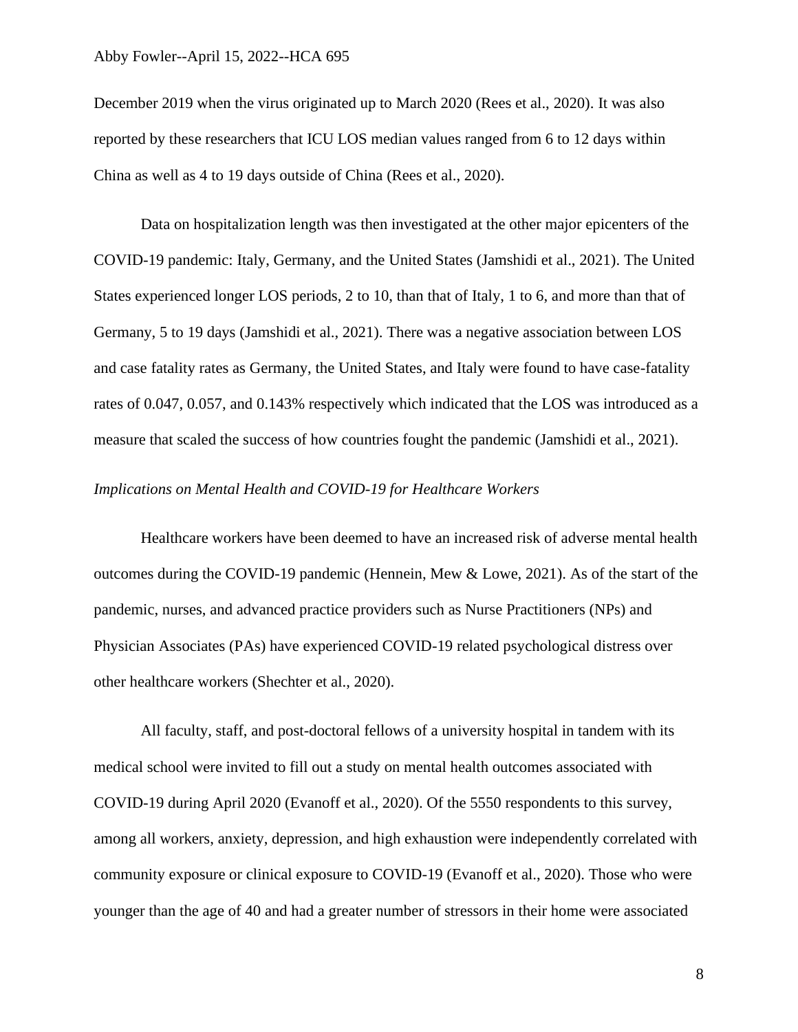December 2019 when the virus originated up to March 2020 (Rees et al., 2020). It was also reported by these researchers that ICU LOS median values ranged from 6 to 12 days within China as well as 4 to 19 days outside of China (Rees et al., 2020).

Data on hospitalization length was then investigated at the other major epicenters of the COVID-19 pandemic: Italy, Germany, and the United States (Jamshidi et al., 2021). The United States experienced longer LOS periods, 2 to 10, than that of Italy, 1 to 6, and more than that of Germany, 5 to 19 days (Jamshidi et al., 2021). There was a negative association between LOS and case fatality rates as Germany, the United States, and Italy were found to have case-fatality rates of 0.047, 0.057, and 0.143% respectively which indicated that the LOS was introduced as a measure that scaled the success of how countries fought the pandemic (Jamshidi et al., 2021).

*Implications on Mental Health and COVID-19 for Healthcare Workers*

Healthcare workers have been deemed to have an increased risk of adverse mental health outcomes during the COVID-19 pandemic (Hennein, Mew & Lowe, 2021). As of the start of the pandemic, nurses, and advanced practice providers such as Nurse Practitioners (NPs) and Physician Associates (PAs) have experienced COVID-19 related psychological distress over other healthcare workers (Shechter et al., 2020).

All faculty, staff, and post-doctoral fellows of a university hospital in tandem with its medical school were invited to fill out a study on mental health outcomes associated with COVID-19 during April 2020 (Evanoff et al., 2020). Of the 5550 respondents to this survey, among all workers, anxiety, depression, and high exhaustion were independently correlated with community exposure or clinical exposure to COVID-19 (Evanoff et al., 2020). Those who were younger than the age of 40 and had a greater number of stressors in their home were associated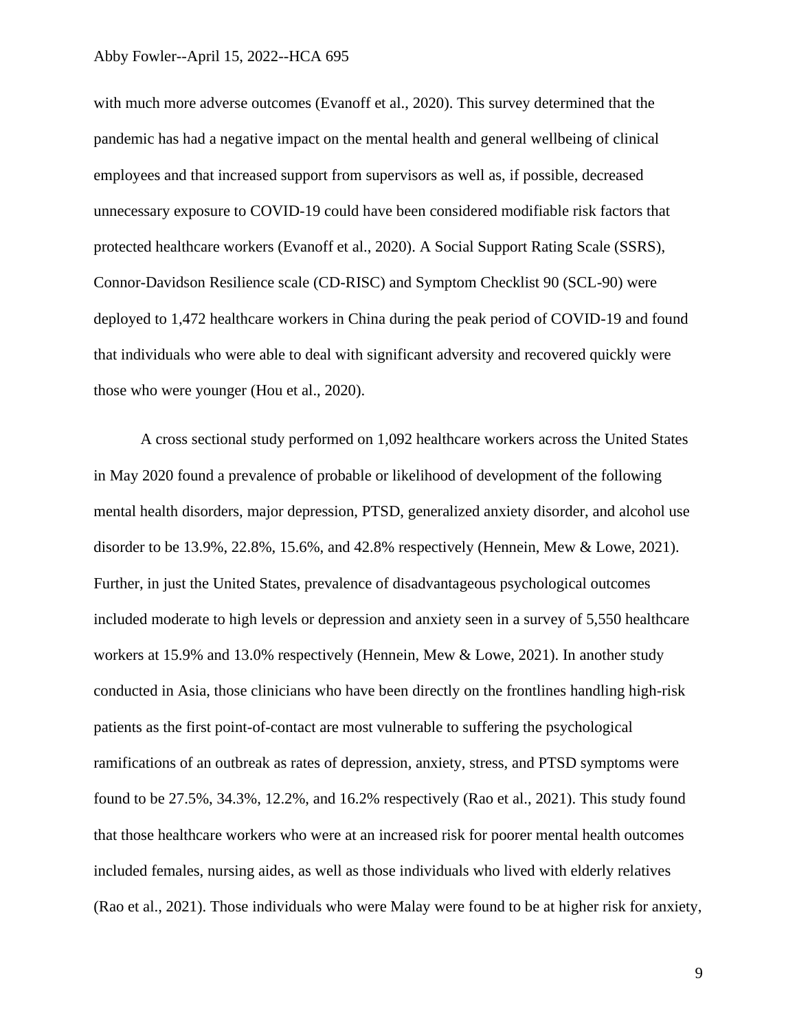with much more adverse outcomes (Evanoff et al., 2020). This survey determined that the pandemic has had a negative impact on the mental health and general wellbeing of clinical employees and that increased support from supervisors as well as, if possible, decreased unnecessary exposure to COVID-19 could have been considered modifiable risk factors that protected healthcare workers (Evanoff et al., 2020). A Social Support Rating Scale (SSRS), Connor-Davidson Resilience scale (CD-RISC) and Symptom Checklist 90 (SCL-90) were deployed to 1,472 healthcare workers in China during the peak period of COVID-19 and found that individuals who were able to deal with significant adversity and recovered quickly were those who were younger (Hou et al., 2020).

A cross sectional study performed on 1,092 healthcare workers across the United States in May 2020 found a prevalence of probable or likelihood of development of the following mental health disorders, major depression, PTSD, generalized anxiety disorder, and alcohol use disorder to be 13.9%, 22.8%, 15.6%, and 42.8% respectively (Hennein, Mew & Lowe, 2021). Further, in just the United States, prevalence of disadvantageous psychological outcomes included moderate to high levels or depression and anxiety seen in a survey of 5,550 healthcare workers at 15.9% and 13.0% respectively (Hennein, Mew & Lowe, 2021). In another study conducted in Asia, those clinicians who have been directly on the frontlines handling high-risk patients as the first point-of-contact are most vulnerable to suffering the psychological ramifications of an outbreak as rates of depression, anxiety, stress, and PTSD symptoms were found to be 27.5%, 34.3%, 12.2%, and 16.2% respectively (Rao et al., 2021). This study found that those healthcare workers who were at an increased risk for poorer mental health outcomes included females, nursing aides, as well as those individuals who lived with elderly relatives (Rao et al., 2021). Those individuals who were Malay were found to be at higher risk for anxiety,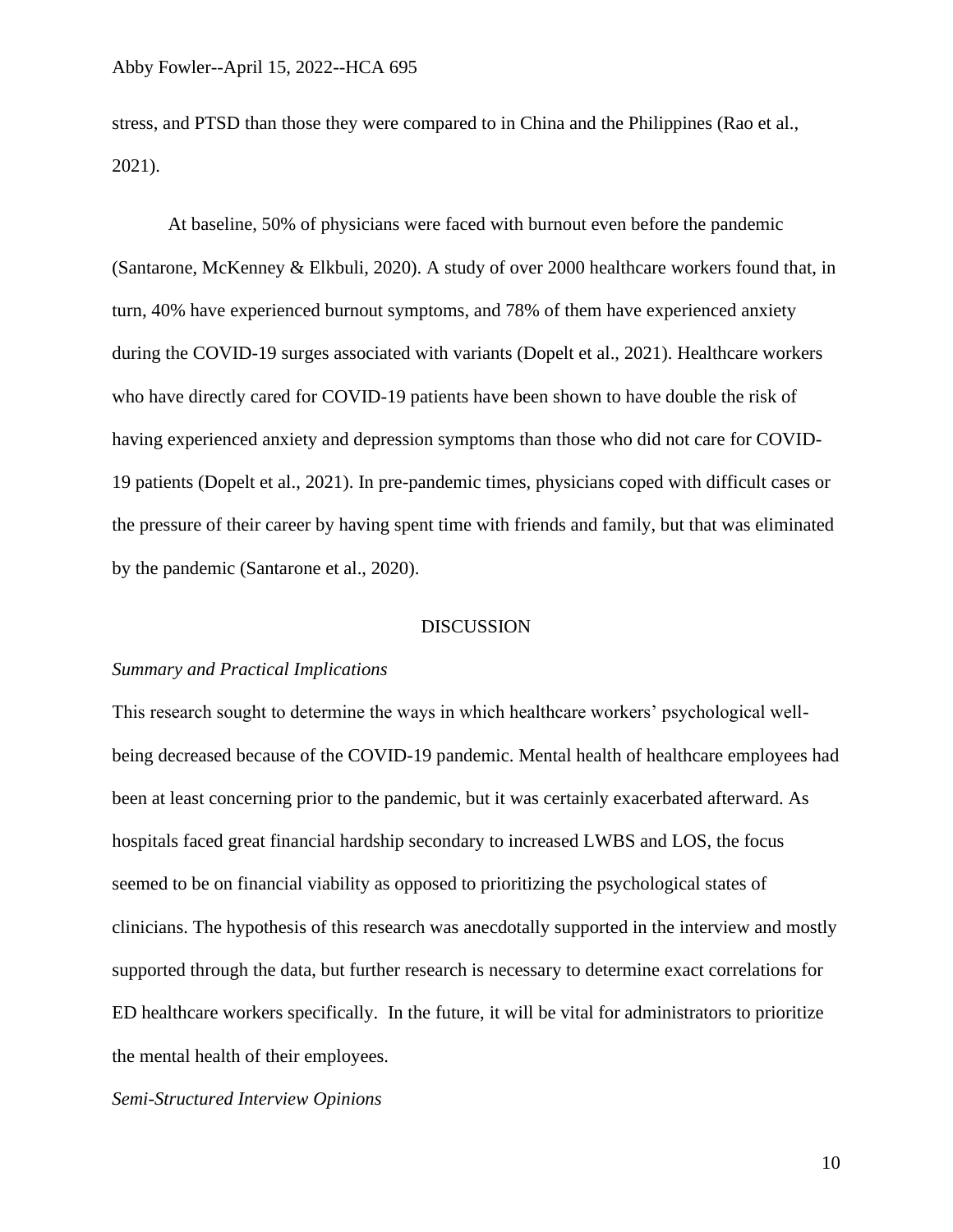stress, and PTSD than those they were compared to in China and the Philippines (Rao et al., 2021).

At baseline, 50% of physicians were faced with burnout even before the pandemic (Santarone, McKenney & Elkbuli, 2020). A study of over 2000 healthcare workers found that, in turn, 40% have experienced burnout symptoms, and 78% of them have experienced anxiety during the COVID-19 surges associated with variants (Dopelt et al., 2021). Healthcare workers who have directly cared for COVID-19 patients have been shown to have double the risk of having experienced anxiety and depression symptoms than those who did not care for COVID-19 patients (Dopelt et al., 2021). In pre-pandemic times, physicians coped with difficult cases or the pressure of their career by having spent time with friends and family, but that was eliminated by the pandemic (Santarone et al., 2020).

## DISCUSSION

### *Summary and Practical Implications*

This research sought to determine the ways in which healthcare workers' psychological well-being decreased because of the COVID-19 pandemic. Mental health of healthcare employees had been at least concerning prior to the pandemic, but it was certainly exacerbated afterward. As hospitals faced great financial hardship secondary to increased LWBS and LOS, the focus seemed to be on financial viability as opposed to prioritizing the psychological states of clinicians. The hypothesis of this research was anecdotally supported in the interview and mostly supported through the data, but further research is necessary to determine exact correlations for ED healthcare workers specifically. In the future, it will be vital for administrators to prioritize the mental health of their employees.

### *Semi-Structured Interview Opinions*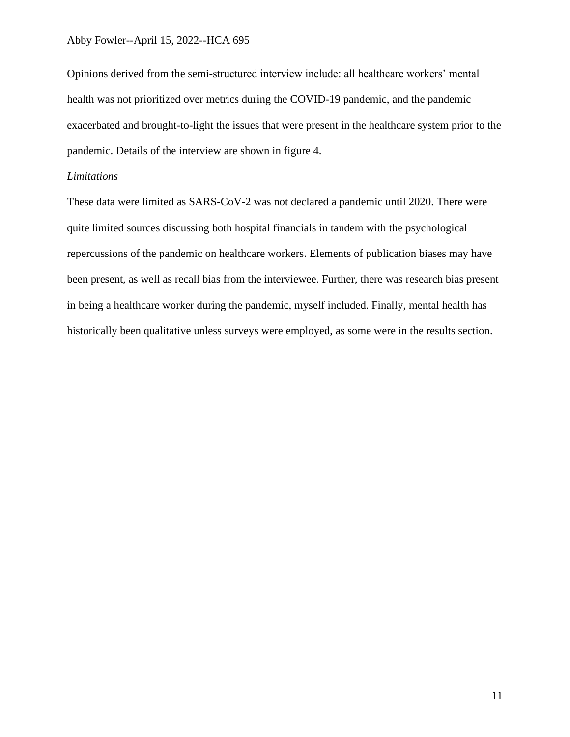Opinions derived from the semi-structured interview include: all healthcare workers' mental health was not prioritized over metrics during the COVID-19 pandemic, and the pandemic exacerbated and brought-to-light the issues that were present in the healthcare system prior to the pandemic. Details of the interview are shown in figure 4.

*Limitations*

These data were limited as SARS-CoV-2 was not declared a pandemic until 2020. There were quite limited sources discussing both hospital financials in tandem with the psychological repercussions of the pandemic on healthcare workers. Elements of publication biases may have been present, as well as recall bias from the interviewee. Further, there was research bias present in being a healthcare worker during the pandemic, myself included. Finally, mental health has historically been qualitative unless surveys were employed, as some were in the results section.